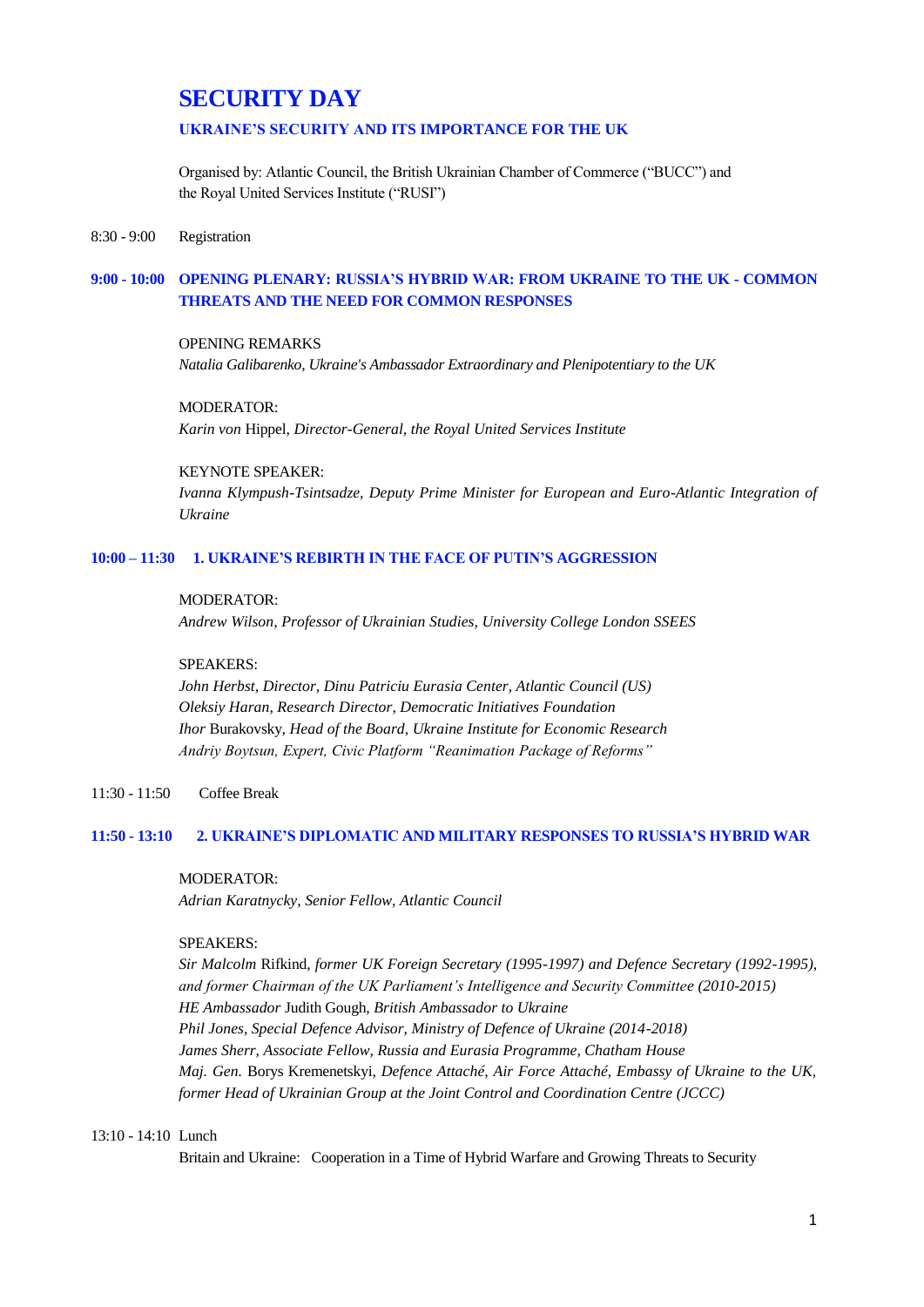# SECURITY DAY

## UKRAINE'S SECURITY AND ITS IMPORTANCE FOR THE UK

Organised by: Atlantic Council, the British Ukrainian Chamber of Commerce ("BUCC") and the Royal United Services Institute ("RUSI")

8:30 - 9:00 Registration

### 9:00 - 10:00 OPENING PLENARY: RUSSIA'S HYBRID WAR: FROM UKRAINE TO THE UK - COMMON THREATS AND THE NEED FOR COMMON RESPONSES

OPENING REMARKS
*Natalia Galibarenko, Ukraine's Ambassador Extraordinary and Plenipotentiary to the UK*

MODERATOR:
*Karin von* Hippel*, Director-General, the Royal United Services Institute*

KEYNOTE SPEAKER:
*Ivanna Klympush-Tsintsadze, Deputy Prime Minister for European and Euro-Atlantic Integration of Ukraine*

### 10:00 – 11:30 1. UKRAINE'S REBIRTH IN THE FACE OF PUTIN'S AGGRESSION

MODERATOR:
*Andrew Wilson, Professor of Ukrainian Studies, University College London SSEES*

SPEAKERS:
*John Herbst, Director, Dinu Patriciu Eurasia Center, Atlantic Council (US)*
*Oleksiy Haran, Research Director, Democratic Initiatives Foundation*
*Ihor* Burakovsky*, Head of the Board, Ukraine Institute for Economic Research*
*Andriy Boytsun, Expert, Civic Platform "Reanimation Package of Reforms"*

11:30 - 11:50 Coffee Break

### 11:50 - 13:10 2. UKRAINE'S DIPLOMATIC AND MILITARY RESPONSES TO RUSSIA'S HYBRID WAR

MODERATOR:
*Adrian Karatnycky, Senior Fellow, Atlantic Council*

SPEAKERS:
*Sir Malcolm* Rifkind*, former UK Foreign Secretary (1995-1997) and Defence Secretary (1992-1995), and former Chairman of the UK Parliament's Intelligence and Security Committee (2010-2015)*
*HE Ambassador* Judith Gough*, British Ambassador to Ukraine*
*Phil Jones, Special Defence Advisor, Ministry of Defence of Ukraine (2014-2018)*
*James Sherr, Associate Fellow, Russia and Eurasia Programme, Chatham House*
*Maj. Gen.* Borys Kremenetskyi*, Defence Attaché, Air Force Attaché, Embassy of Ukraine to the UK, former Head of Ukrainian Group at the Joint Control and Coordination Centre (JCCC)*

13:10 - 14:10 Lunch
Britain and Ukraine: Cooperation in a Time of Hybrid Warfare and Growing Threats to Security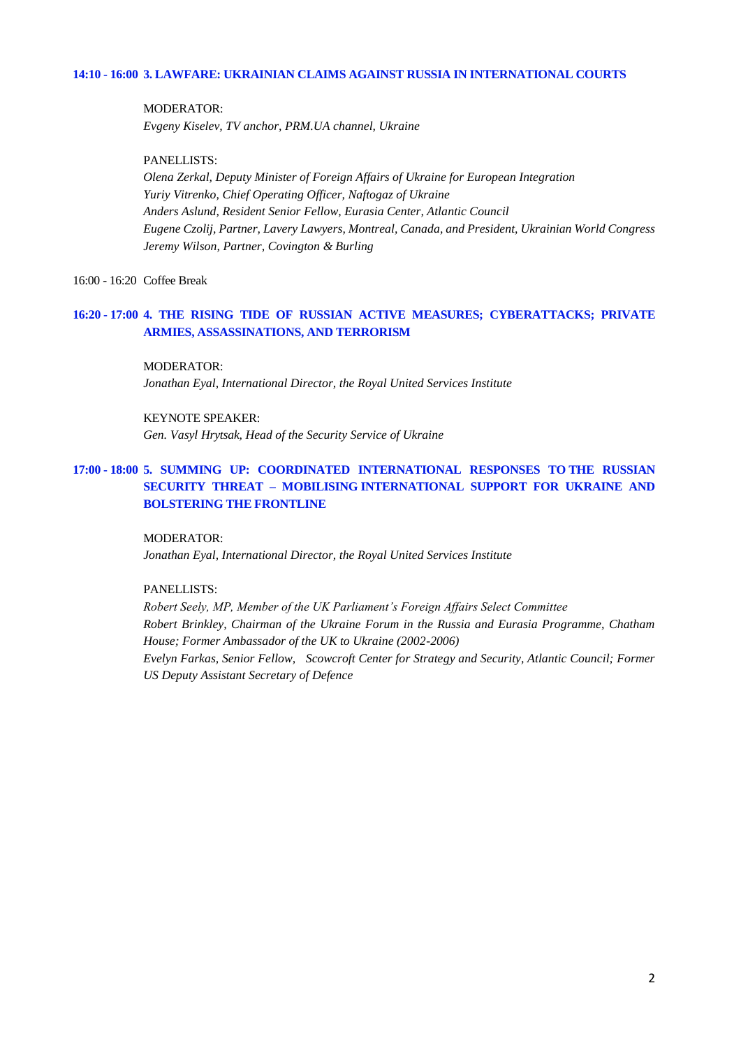**14:10 - 16:00 3. LAWFARE: UKRAINIAN CLAIMS AGAINST RUSSIA IN INTERNATIONAL COURTS**

MODERATOR:
*Evgeny Kiselev, TV anchor, PRM.UA channel, Ukraine*

PANELLISTS:
*Olena Zerkal, Deputy Minister of Foreign Affairs of Ukraine for European Integration*
*Yuriy Vitrenko, Chief Operating Officer, Naftogaz of Ukraine*
*Anders Aslund, Resident Senior Fellow, Eurasia Center, Atlantic Council*
*Eugene Czolij, Partner, Lavery Lawyers, Montreal, Canada, and President, Ukrainian World Congress*
*Jeremy Wilson, Partner, Covington & Burling*

16:00 - 16:20 Coffee Break

**16:20 - 17:00 4. THE RISING TIDE OF RUSSIAN ACTIVE MEASURES; CYBERATTACKS; PRIVATE ARMIES, ASSASSINATIONS, AND TERRORISM**

MODERATOR:
*Jonathan Eyal, International Director, the Royal United Services Institute*

KEYNOTE SPEAKER:
*Gen. Vasyl Hrytsak, Head of the Security Service of Ukraine*

**17:00 - 18:00 5. SUMMING UP: COORDINATED INTERNATIONAL RESPONSES TO THE RUSSIAN SECURITY THREAT – MOBILISING INTERNATIONAL SUPPORT FOR UKRAINE AND BOLSTERING THE FRONTLINE**

MODERATOR:
*Jonathan Eyal, International Director, the Royal United Services Institute*

PANELLISTS:
*Robert Seely, MP, Member of the UK Parliament's Foreign Affairs Select Committee*
*Robert Brinkley, Chairman of the Ukraine Forum in the Russia and Eurasia Programme, Chatham House; Former Ambassador of the UK to Ukraine (2002-2006)*
*Evelyn Farkas, Senior Fellow, Scowcroft Center for Strategy and Security, Atlantic Council; Former US Deputy Assistant Secretary of Defence*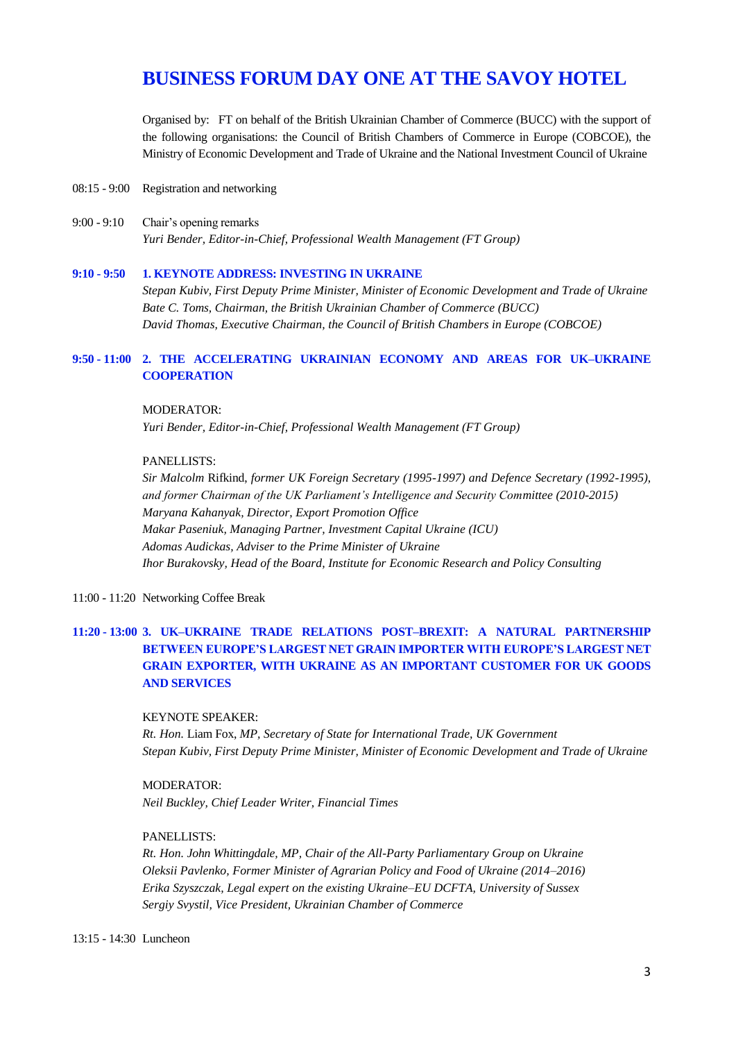# BUSINESS FORUM DAY ONE AT THE SAVOY HOTEL

Organised by: FT on behalf of the British Ukrainian Chamber of Commerce (BUCC) with the support of the following organisations: the Council of British Chambers of Commerce in Europe (COBCOE), the Ministry of Economic Development and Trade of Ukraine and the National Investment Council of Ukraine

08:15 - 9:00 Registration and networking

9:00 - 9:10 Chair's opening remarks
*Yuri Bender, Editor-in-Chief, Professional Wealth Management (FT Group)*

**9:10 - 9:50 1. KEYNOTE ADDRESS: INVESTING IN UKRAINE**

*Stepan Kubiv, First Deputy Prime Minister, Minister of Economic Development and Trade of Ukraine*
*Bate C. Toms, Chairman, the British Ukrainian Chamber of Commerce (BUCC)*
*David Thomas, Executive Chairman, the Council of British Chambers in Europe (COBCOE)*

**9:50 - 11:00 2. THE ACCELERATING UKRAINIAN ECONOMY AND AREAS FOR UK–UKRAINE COOPERATION**

MODERATOR:
*Yuri Bender, Editor-in-Chief, Professional Wealth Management (FT Group)*

PANELLISTS:
*Sir Malcolm* Rifkind, *former UK Foreign Secretary (1995-1997) and Defence Secretary (1992-1995), and former Chairman of the UK Parliament's Intelligence and Security Committee (2010-2015)*
*Maryana Kahanyak, Director, Export Promotion Office*
*Makar Paseniuk, Managing Partner, Investment Capital Ukraine (ICU)*
*Adomas Audickas, Adviser to the Prime Minister of Ukraine*
*Ihor Burakovsky, Head of the Board, Institute for Economic Research and Policy Consulting*

11:00 - 11:20 Networking Coffee Break

**11:20 - 13:00 3. UK–UKRAINE TRADE RELATIONS POST–BREXIT: A NATURAL PARTNERSHIP BETWEEN EUROPE'S LARGEST NET GRAIN IMPORTER WITH EUROPE'S LARGEST NET GRAIN EXPORTER, WITH UKRAINE AS AN IMPORTANT CUSTOMER FOR UK GOODS AND SERVICES**

KEYNOTE SPEAKER:
*Rt. Hon.* Liam Fox, *MP, Secretary of State for International Trade, UK Government*
*Stepan Kubiv, First Deputy Prime Minister, Minister of Economic Development and Trade of Ukraine*

MODERATOR:
*Neil Buckley, Chief Leader Writer, Financial Times*

PANELLISTS:
*Rt. Hon. John Whittingdale, MP, Chair of the All-Party Parliamentary Group on Ukraine*
*Oleksii Pavlenko, Former Minister of Agrarian Policy and Food of Ukraine (2014–2016)*
*Erika Szyszczak, Legal expert on the existing Ukraine–EU DCFTA, University of Sussex*
*Sergiy Svystil, Vice President, Ukrainian Chamber of Commerce*

13:15 - 14:30 Luncheon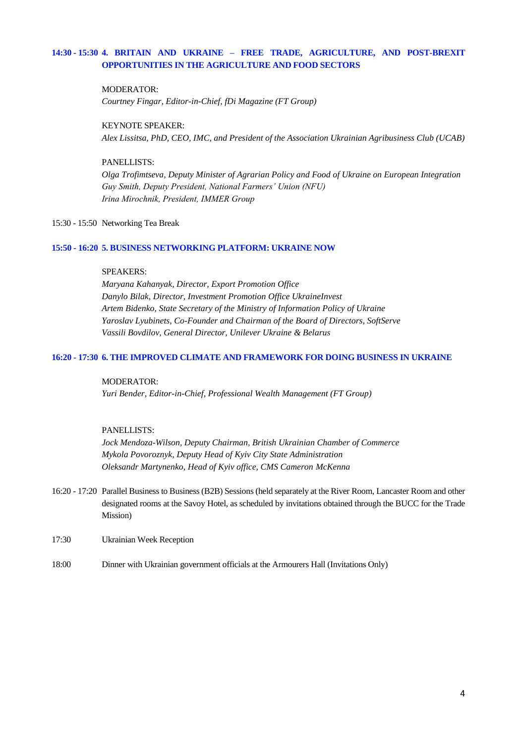**14:30 - 15:30 4. BRITAIN AND UKRAINE – FREE TRADE, AGRICULTURE, AND POST-BREXIT OPPORTUNITIES IN THE AGRICULTURE AND FOOD SECTORS**

MODERATOR:
*Courtney Fingar, Editor-in-Chief, fDi Magazine (FT Group)*

KEYNOTE SPEAKER:
*Alex Lissitsa, PhD, CEO, IMC, and President of the Association Ukrainian Agribusiness Club (UCAB)*

PANELLISTS:
*Olga Trofimtseva, Deputy Minister of Agrarian Policy and Food of Ukraine on European Integration*
*Guy Smith, Deputy President, National Farmers' Union (NFU)*
*Irina Mirochnik, President, IMMER Group*

15:30 - 15:50 Networking Tea Break

**15:50 - 16:20 5. BUSINESS NETWORKING PLATFORM: UKRAINE NOW**

SPEAKERS:
*Maryana Kahanyak, Director, Export Promotion Office*
*Danylo Bilak, Director, Investment Promotion Office UkraineInvest*
*Artem Bidenko, State Secretary of the Ministry of Information Policy of Ukraine*
*Yaroslav Lyubinets, Co-Founder and Chairman of the Board of Directors, SoftServe*
*Vassili Bovdilov, General Director, Unilever Ukraine & Belarus*

**16:20 - 17:30 6. THE IMPROVED CLIMATE AND FRAMEWORK FOR DOING BUSINESS IN UKRAINE**

MODERATOR:
*Yuri Bender, Editor-in-Chief, Professional Wealth Management (FT Group)*

PANELLISTS:
*Jock Mendoza-Wilson, Deputy Chairman, British Ukrainian Chamber of Commerce*
*Mykola Povoroznyk, Deputy Head of Kyiv City State Administration*
*Oleksandr Martynenko, Head of Kyiv office, CMS Cameron McKenna*

16:20 - 17:20 Parallel Business to Business (B2B) Sessions (held separately at the River Room, Lancaster Room and other designated rooms at the Savoy Hotel, as scheduled by invitations obtained through the BUCC for the Trade Mission)

17:30 Ukrainian Week Reception

18:00 Dinner with Ukrainian government officials at the Armourers Hall (Invitations Only)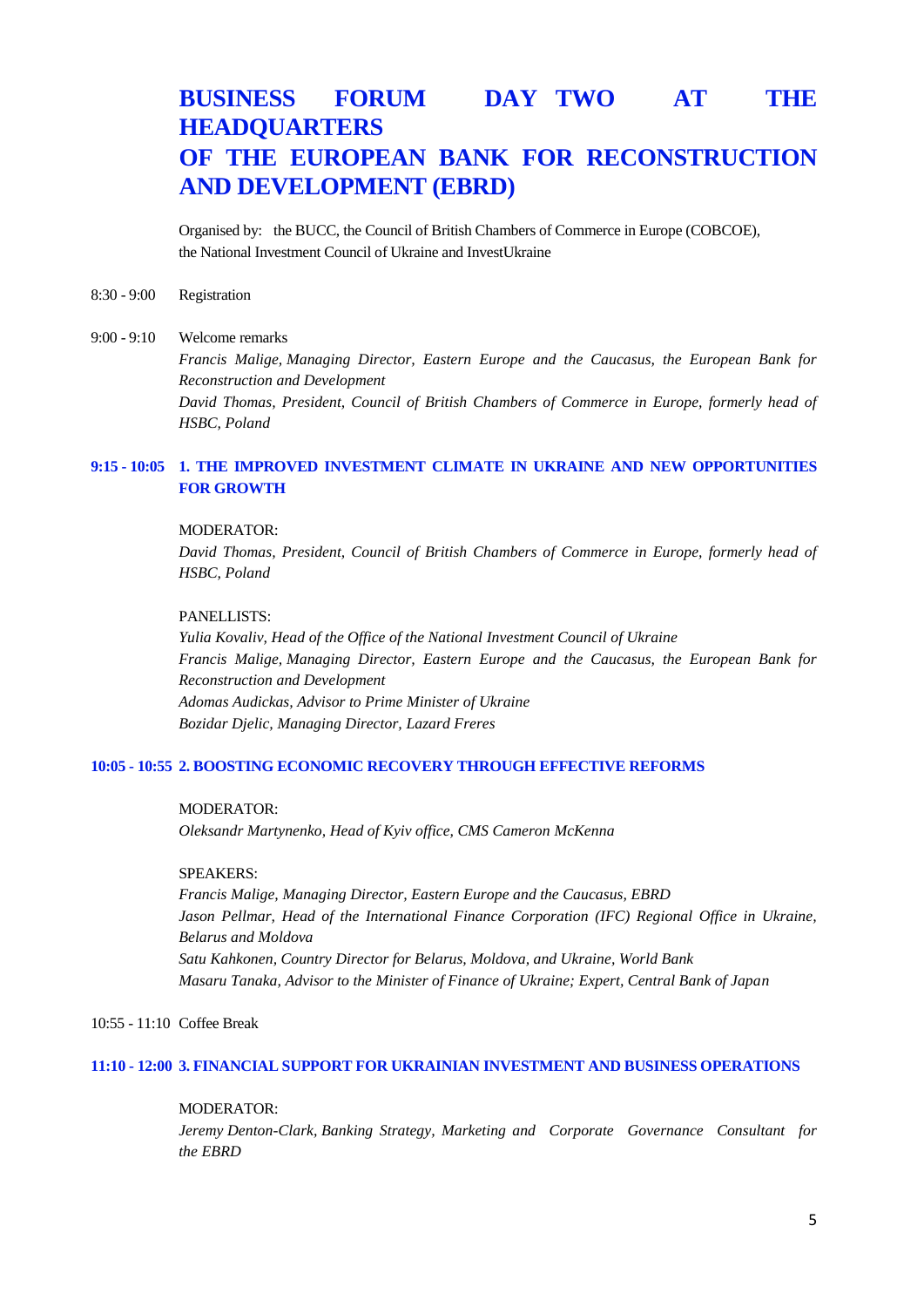# BUSINESS FORUM DAY TWO AT THE HEADQUARTERS OF THE EUROPEAN BANK FOR RECONSTRUCTION AND DEVELOPMENT (EBRD)

Organised by: the BUCC, the Council of British Chambers of Commerce in Europe (COBCOE), the National Investment Council of Ukraine and InvestUkraine

8:30 - 9:00 Registration

9:00 - 9:10 Welcome remarks

*Francis Malige, Managing Director, Eastern Europe and the Caucasus, the European Bank for Reconstruction and Development*

*David Thomas, President, Council of British Chambers of Commerce in Europe, formerly head of HSBC, Poland*

## 9:15 - 10:05 1. THE IMPROVED INVESTMENT CLIMATE IN UKRAINE AND NEW OPPORTUNITIES FOR GROWTH

MODERATOR:

*David Thomas, President, Council of British Chambers of Commerce in Europe, formerly head of HSBC, Poland*

PANELLISTS:

*Yulia Kovaliv, Head of the Office of the National Investment Council of Ukraine*

*Francis Malige, Managing Director, Eastern Europe and the Caucasus, the European Bank for Reconstruction and Development*

*Adomas Audickas, Advisor to Prime Minister of Ukraine*

*Bozidar Djelic, Managing Director, Lazard Freres*

## 10:05 - 10:55 2. BOOSTING ECONOMIC RECOVERY THROUGH EFFECTIVE REFORMS

MODERATOR:

*Oleksandr Martynenko, Head of Kyiv office, CMS Cameron McKenna*

SPEAKERS:

*Francis Malige, Managing Director, Eastern Europe and the Caucasus, EBRD*

*Jason Pellmar, Head of the International Finance Corporation (IFC) Regional Office in Ukraine, Belarus and Moldova*

*Satu Kahkonen, Country Director for Belarus, Moldova, and Ukraine, World Bank*

*Masaru Tanaka, Advisor to the Minister of Finance of Ukraine; Expert, Central Bank of Japan*

10:55 - 11:10 Coffee Break

## 11:10 - 12:00 3. FINANCIAL SUPPORT FOR UKRAINIAN INVESTMENT AND BUSINESS OPERATIONS

MODERATOR:

*Jeremy Denton-Clark, Banking Strategy, Marketing and Corporate Governance Consultant for the EBRD*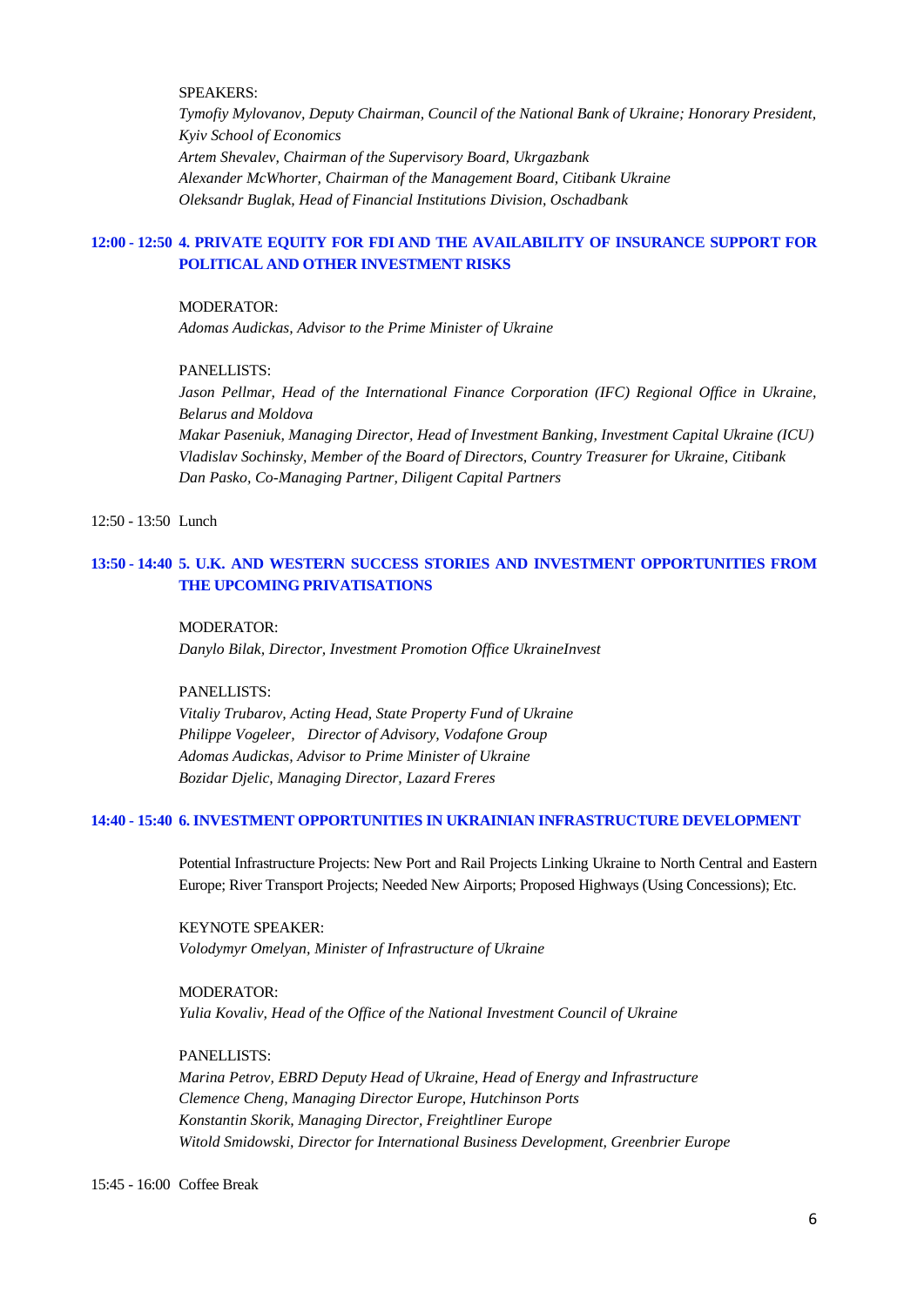SPEAKERS:

*Tymofiy Mylovanov, Deputy Chairman, Council of the National Bank of Ukraine; Honorary President, Kyiv School of Economics*
*Artem Shevalev, Chairman of the Supervisory Board, Ukrgazbank*
*Alexander McWhorter, Chairman of the Management Board, Citibank Ukraine*
*Oleksandr Buglak, Head of Financial Institutions Division, Oschadbank*

**12:00 - 12:50 4. PRIVATE EQUITY FOR FDI AND THE AVAILABILITY OF INSURANCE SUPPORT FOR POLITICAL AND OTHER INVESTMENT RISKS**

MODERATOR:

*Adomas Audickas, Advisor to the Prime Minister of Ukraine*

PANELLISTS:

*Jason Pellmar, Head of the International Finance Corporation (IFC) Regional Office in Ukraine, Belarus and Moldova*
*Makar Paseniuk, Managing Director, Head of Investment Banking, Investment Capital Ukraine (ICU)*
*Vladislav Sochinsky, Member of the Board of Directors, Country Treasurer for Ukraine, Citibank*
*Dan Pasko, Co-Managing Partner, Diligent Capital Partners*

12:50 - 13:50 Lunch

**13:50 - 14:40 5. U.K. AND WESTERN SUCCESS STORIES AND INVESTMENT OPPORTUNITIES FROM THE UPCOMING PRIVATISATIONS**

MODERATOR:

*Danylo Bilak, Director, Investment Promotion Office UkraineInvest*

PANELLISTS:

*Vitaliy Trubarov, Acting Head, State Property Fund of Ukraine*
*Philippe Vogeleer, Director of Advisory, Vodafone Group*
*Adomas Audickas, Advisor to Prime Minister of Ukraine*
*Bozidar Djelic, Managing Director, Lazard Freres*

**14:40 - 15:40 6. INVESTMENT OPPORTUNITIES IN UKRAINIAN INFRASTRUCTURE DEVELOPMENT**

Potential Infrastructure Projects: New Port and Rail Projects Linking Ukraine to North Central and Eastern Europe; River Transport Projects; Needed New Airports; Proposed Highways (Using Concessions); Etc.

KEYNOTE SPEAKER:

*Volodymyr Omelyan, Minister of Infrastructure of Ukraine*

MODERATOR:

*Yulia Kovaliv, Head of the Office of the National Investment Council of Ukraine*

PANELLISTS:

*Marina Petrov, EBRD Deputy Head of Ukraine, Head of Energy and Infrastructure*
*Clemence Cheng, Managing Director Europe, Hutchinson Ports*
*Konstantin Skorik, Managing Director, Freightliner Europe*
*Witold Smidowski, Director for International Business Development, Greenbrier Europe*

15:45 - 16:00 Coffee Break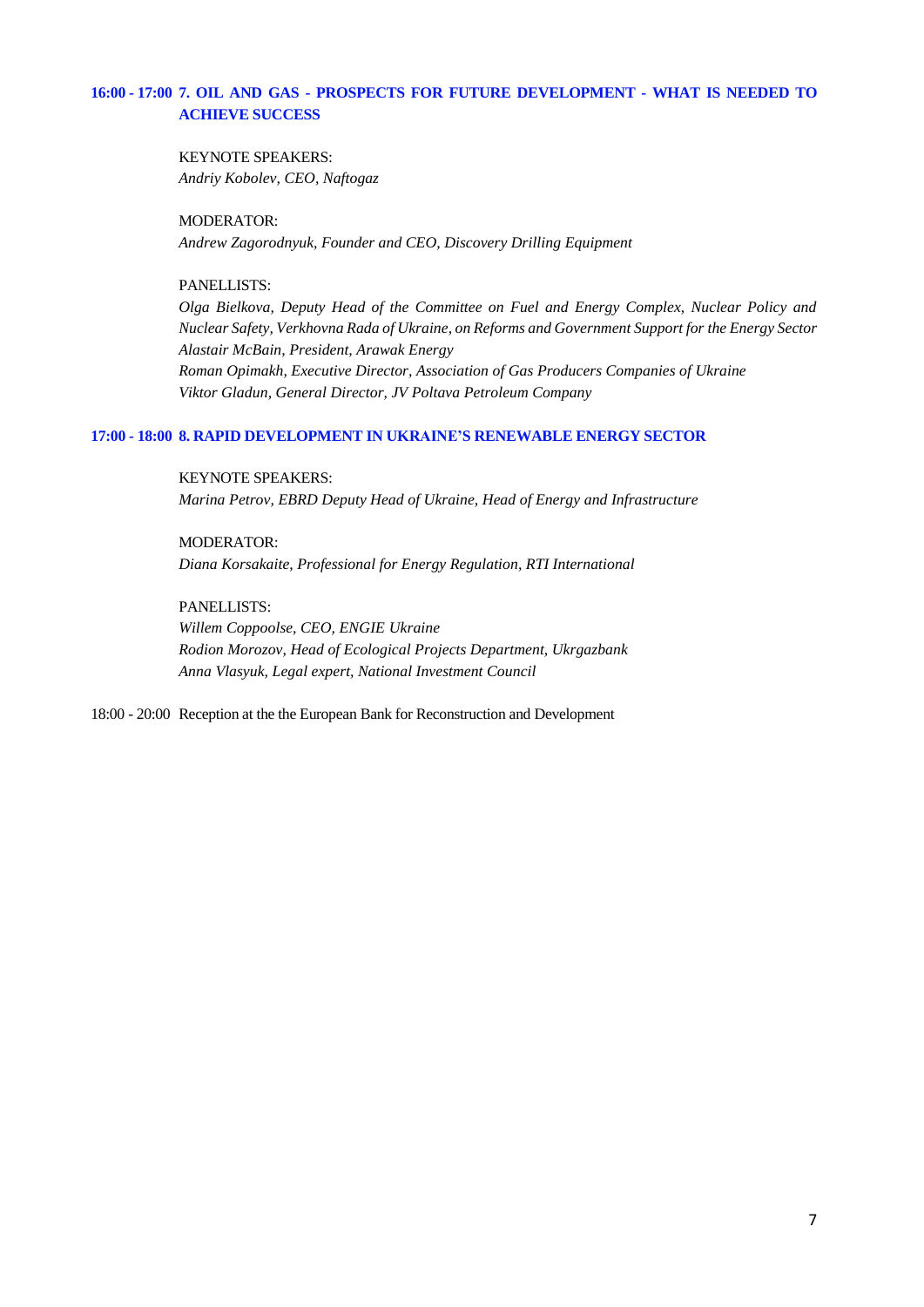### 16:00 - 17:00 7. OIL AND GAS - PROSPECTS FOR FUTURE DEVELOPMENT - WHAT IS NEEDED TO ACHIEVE SUCCESS

KEYNOTE SPEAKERS:
*Andriy Kobolev, CEO, Naftogaz*

MODERATOR:
*Andrew Zagorodnyuk, Founder and CEO, Discovery Drilling Equipment*

PANELLISTS:
*Olga Bielkova, Deputy Head of the Committee on Fuel and Energy Complex, Nuclear Policy and Nuclear Safety, Verkhovna Rada of Ukraine, on Reforms and Government Support for the Energy Sector*
*Alastair McBain, President, Arawak Energy*
*Roman Opimakh, Executive Director, Association of Gas Producers Companies of Ukraine*
*Viktor Gladun, General Director, JV Poltava Petroleum Company*

### 17:00 - 18:00 8. RAPID DEVELOPMENT IN UKRAINE'S RENEWABLE ENERGY SECTOR

KEYNOTE SPEAKERS:
*Marina Petrov, EBRD Deputy Head of Ukraine, Head of Energy and Infrastructure*

MODERATOR:
*Diana Korsakaite, Professional for Energy Regulation, RTI International*

PANELLISTS:
*Willem Coppoolse, CEO, ENGIE Ukraine*
*Rodion Morozov, Head of Ecological Projects Department, Ukrgazbank*
*Anna Vlasyuk, Legal expert, National Investment Council*

18:00 - 20:00 Reception at the the European Bank for Reconstruction and Development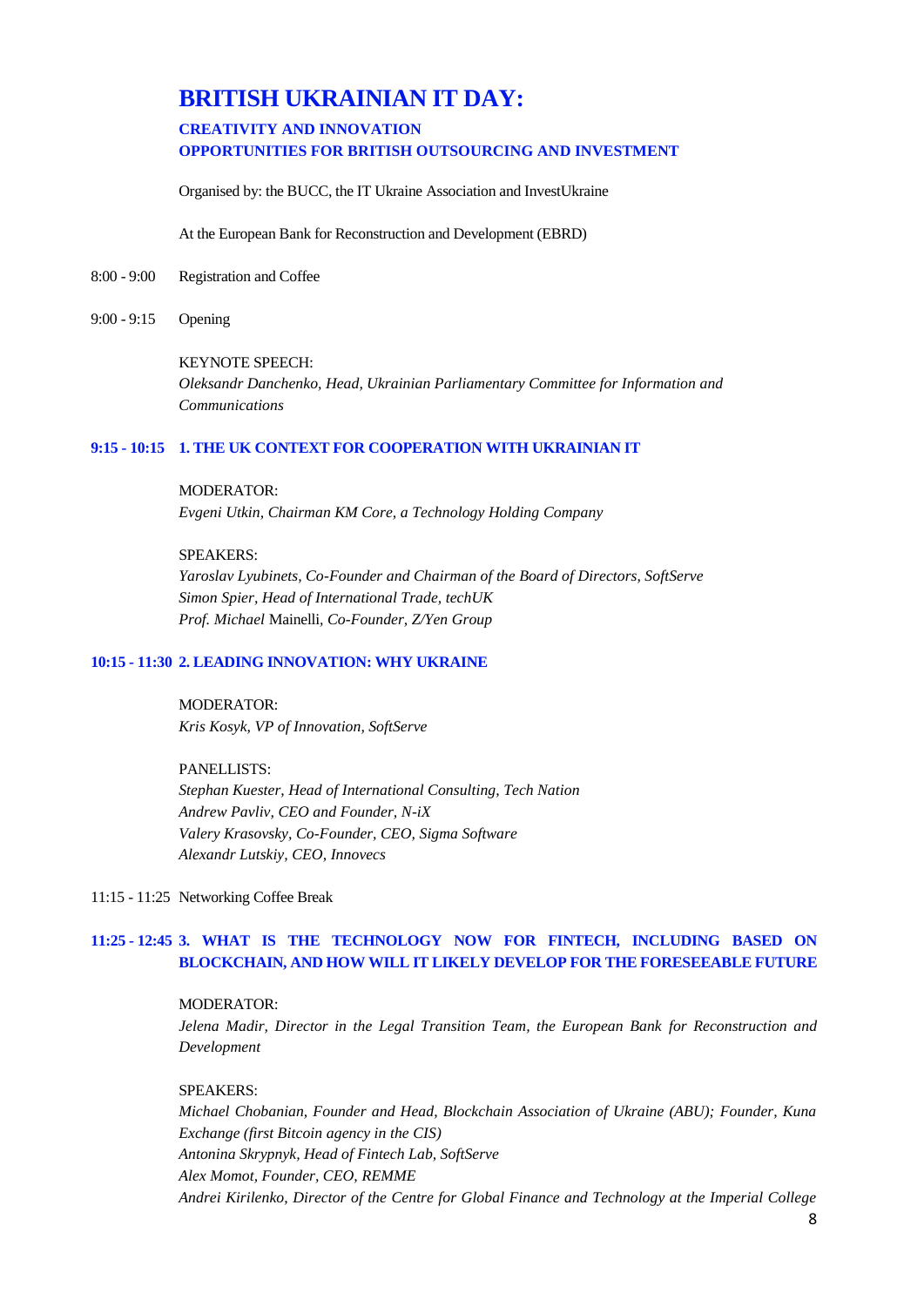# BRITISH UKRAINIAN IT DAY:

### CREATIVITY AND INNOVATION
### OPPORTUNITIES FOR BRITISH OUTSOURCING AND INVESTMENT

Organised by: the BUCC, the IT Ukraine Association and InvestUkraine

At the European Bank for Reconstruction and Development (EBRD)

8:00 - 9:00 Registration and Coffee

9:00 - 9:15 Opening

KEYNOTE SPEECH:
*Oleksandr Danchenko, Head, Ukrainian Parliamentary Committee for Information and Communications*

**9:15 - 10:15 1. THE UK CONTEXT FOR COOPERATION WITH UKRAINIAN IT**

MODERATOR:
*Evgeni Utkin, Chairman KM Core, a Technology Holding Company*

SPEAKERS:
*Yaroslav Lyubinets, Co-Founder and Chairman of the Board of Directors, SoftServe*
*Simon Spier, Head of International Trade, techUK*
*Prof. Michael* Mainelli, *Co-Founder, Z/Yen Group*

**10:15 - 11:30 2. LEADING INNOVATION: WHY UKRAINE**

MODERATOR:
*Kris Kosyk, VP of Innovation, SoftServe*

PANELLISTS:
*Stephan Kuester, Head of International Consulting, Tech Nation*
*Andrew Pavliv, CEO and Founder, N-iX*
*Valery Krasovsky, Co-Founder, CEO, Sigma Software*
*Alexandr Lutskiy, CEO, Innovecs*

11:15 - 11:25 Networking Coffee Break

**11:25 - 12:45 3. WHAT IS THE TECHNOLOGY NOW FOR FINTECH, INCLUDING BASED ON BLOCKCHAIN, AND HOW WILL IT LIKELY DEVELOP FOR THE FORESEEABLE FUTURE**

MODERATOR:
*Jelena Madir, Director in the Legal Transition Team, the European Bank for Reconstruction and Development*

SPEAKERS:
*Michael Chobanian, Founder and Head, Blockchain Association of Ukraine (ABU); Founder, Kuna Exchange (first Bitcoin agency in the CIS)*
*Antonina Skrypnyk, Head of Fintech Lab, SoftServe*
*Alex Momot, Founder, CEO, REMME*
*Andrei Kirilenko, Director of the Centre for Global Finance and Technology at the Imperial College*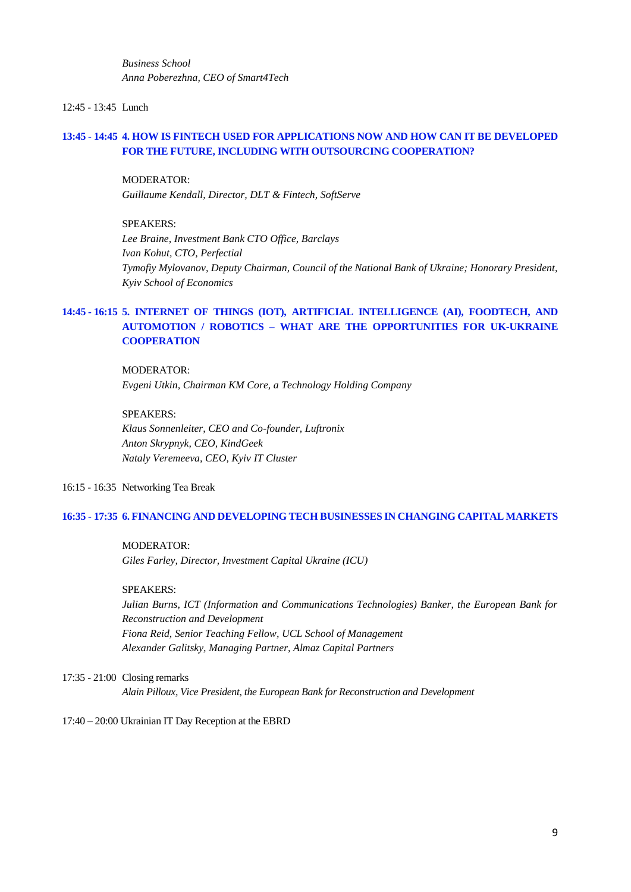*Business School*
*Anna Poberezhna, CEO of Smart4Tech*

12:45 - 13:45 Lunch

**13:45 - 14:45 4. HOW IS FINTECH USED FOR APPLICATIONS NOW AND HOW CAN IT BE DEVELOPED FOR THE FUTURE, INCLUDING WITH OUTSOURCING COOPERATION?**

MODERATOR:
*Guillaume Kendall, Director, DLT & Fintech, SoftServe*

SPEAKERS:
*Lee Braine, Investment Bank CTO Office, Barclays*
*Ivan Kohut, CTO, Perfectial*
*Tymofiy Mylovanov, Deputy Chairman, Council of the National Bank of Ukraine; Honorary President, Kyiv School of Economics*

**14:45 - 16:15 5. INTERNET OF THINGS (IOT), ARTIFICIAL INTELLIGENCE (AI), FOODTECH, AND AUTOMOTION / ROBOTICS – WHAT ARE THE OPPORTUNITIES FOR UK-UKRAINE COOPERATION**

MODERATOR:
*Evgeni Utkin, Chairman KM Core, a Technology Holding Company*

SPEAKERS:
*Klaus Sonnenleiter, CEO and Co-founder, Luftronix*
*Anton Skrypnyk, CEO, KindGeek*
*Nataly Veremeeva, CEO, Kyiv IT Cluster*

16:15 - 16:35 Networking Tea Break

**16:35 - 17:35 6. FINANCING AND DEVELOPING TECH BUSINESSES IN CHANGING CAPITAL MARKETS**

MODERATOR:
*Giles Farley, Director, Investment Capital Ukraine (ICU)*

SPEAKERS:
*Julian Burns, ICT (Information and Communications Technologies) Banker, the European Bank for Reconstruction and Development*
*Fiona Reid, Senior Teaching Fellow, UCL School of Management*
*Alexander Galitsky, Managing Partner, Almaz Capital Partners*

17:35 - 21:00 Closing remarks
*Alain Pilloux, Vice President, the European Bank for Reconstruction and Development*

17:40 – 20:00 Ukrainian IT Day Reception at the EBRD